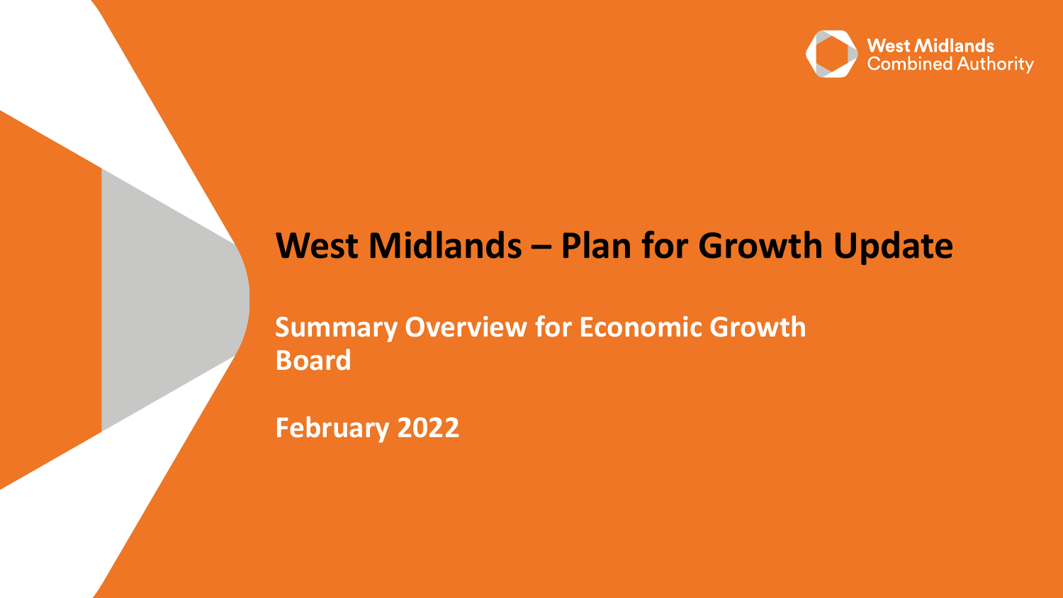West Midlands Combined Authority

# West Midlands – Plan for Growth Update

## Summary Overview for Economic Growth Board

## February 2022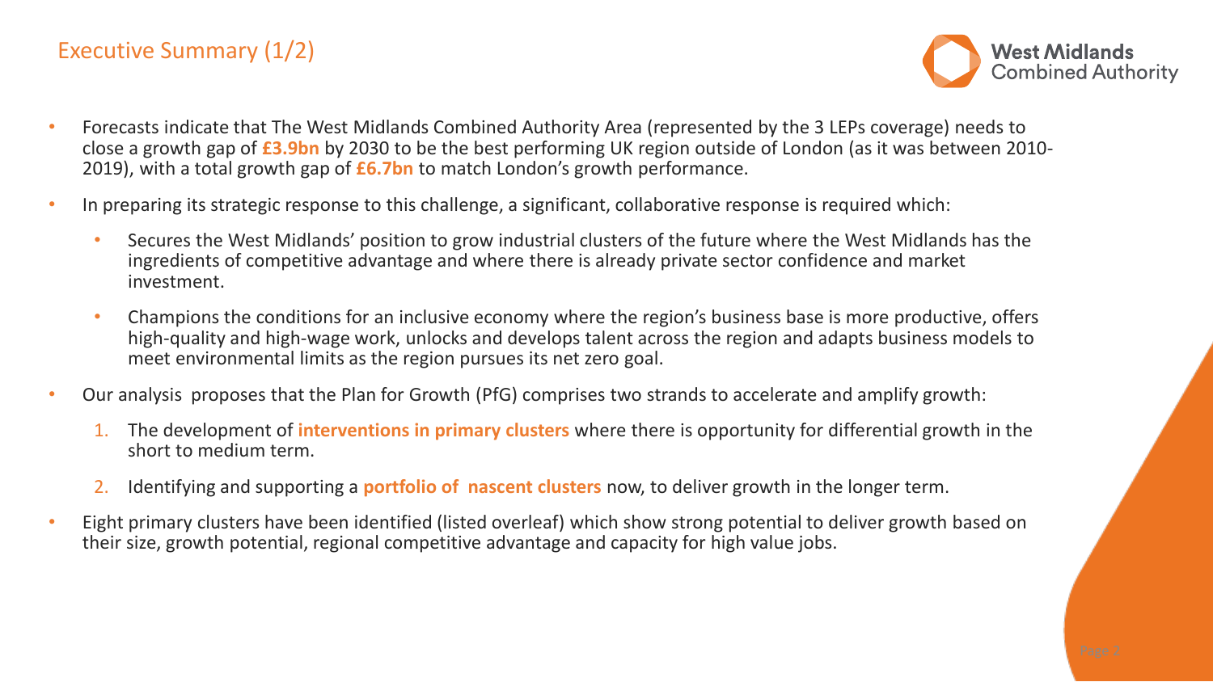# Executive Summary (1/2)

- Forecasts indicate that The West Midlands Combined Authority Area (represented by the 3 LEPs coverage) needs to close a growth gap of **£3.9bn** by 2030 to be the best performing UK region outside of London (as it was between 2010-2019), with a total growth gap of **£6.7bn** to match London's growth performance.
- In preparing its strategic response to this challenge, a significant, collaborative response is required which:
  - Secures the West Midlands' position to grow industrial clusters of the future where the West Midlands has the ingredients of competitive advantage and where there is already private sector confidence and market investment.
  - Champions the conditions for an inclusive economy where the region's business base is more productive, offers high-quality and high-wage work, unlocks and develops talent across the region and adapts business models to meet environmental limits as the region pursues its net zero goal.
- Our analysis proposes that the Plan for Growth (PfG) comprises two strands to accelerate and amplify growth:
  1. The development of **interventions in primary clusters** where there is opportunity for differential growth in the short to medium term.
  2. Identifying and supporting a **portfolio of nascent clusters** now, to deliver growth in the longer term.
- Eight primary clusters have been identified (listed overleaf) which show strong potential to deliver growth based on their size, growth potential, regional competitive advantage and capacity for high value jobs.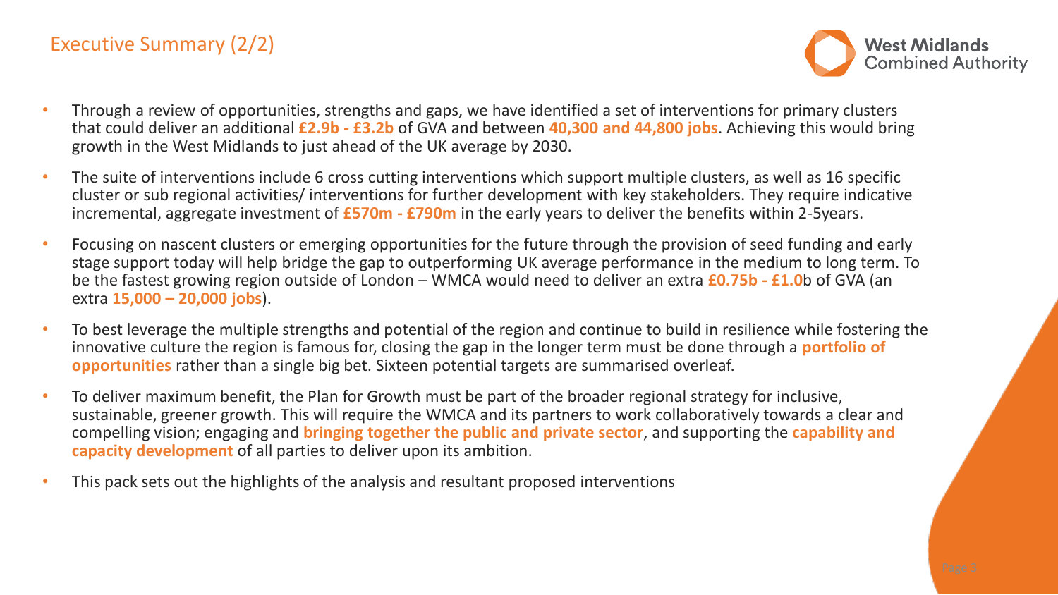## Executive Summary (2/2)

- Through a review of opportunities, strengths and gaps, we have identified a set of interventions for primary clusters that could deliver an additional **£2.9b - £3.2b** of GVA and between **40,300 and 44,800 jobs**. Achieving this would bring growth in the West Midlands to just ahead of the UK average by 2030.
- The suite of interventions include 6 cross cutting interventions which support multiple clusters, as well as 16 specific cluster or sub regional activities/ interventions for further development with key stakeholders. They require indicative incremental, aggregate investment of **£570m - £790m** in the early years to deliver the benefits within 2-5years.
- Focusing on nascent clusters or emerging opportunities for the future through the provision of seed funding and early stage support today will help bridge the gap to outperforming UK average performance in the medium to long term. To be the fastest growing region outside of London – WMCA would need to deliver an extra **£0.75b - £1.0**b of GVA (an extra **15,000 – 20,000 jobs**).
- To best leverage the multiple strengths and potential of the region and continue to build in resilience while fostering the innovative culture the region is famous for, closing the gap in the longer term must be done through a **portfolio of opportunities** rather than a single big bet. Sixteen potential targets are summarised overleaf.
- To deliver maximum benefit, the Plan for Growth must be part of the broader regional strategy for inclusive, sustainable, greener growth. This will require the WMCA and its partners to work collaboratively towards a clear and compelling vision; engaging and **bringing together the public and private sector**, and supporting the **capability and capacity development** of all parties to deliver upon its ambition.
- This pack sets out the highlights of the analysis and resultant proposed interventions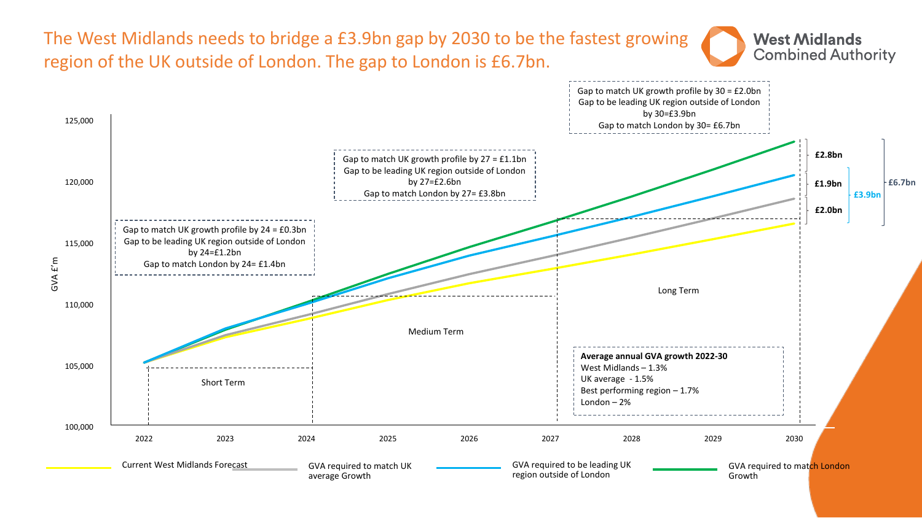# The West Midlands needs to bridge a £3.9bn gap by 2030 to be the fastest growing region of the UK outside of London. The gap to London is £6.7bn.

West Midlands Combined Authority

Gap to match UK growth profile by 24 = £0.3bn
Gap to be leading UK region outside of London by 24=£1.2bn
Gap to match London by 24= £1.4bn

Gap to match UK growth profile by 27 = £1.1bn
Gap to be leading UK region outside of London by 27=£2.6bn
Gap to match London by 27= £3.8bn

Gap to match UK growth profile by 30 = £2.0bn
Gap to be leading UK region outside of London by 30=£3.9bn
Gap to match London by 30= £6.7bn

2030 gaps: £2.8bn, £1.9bn, £2.0bn; £3.9bn; £6.7bn

Short Term (2022–2024) | Medium Term (2024–2027) | Long Term (2027–2030)

GVA £'m (100,000 – 125,000), 2022–2030

**Average annual GVA growth 2022-30**
West Midlands – 1.3%
UK average - 1.5%
Best performing region – 1.7%
London – 2%

Legend:
- Current West Midlands Forecast
- GVA required to match UK average Growth
- GVA required to be leading UK region outside of London
- GVA required to match London Growth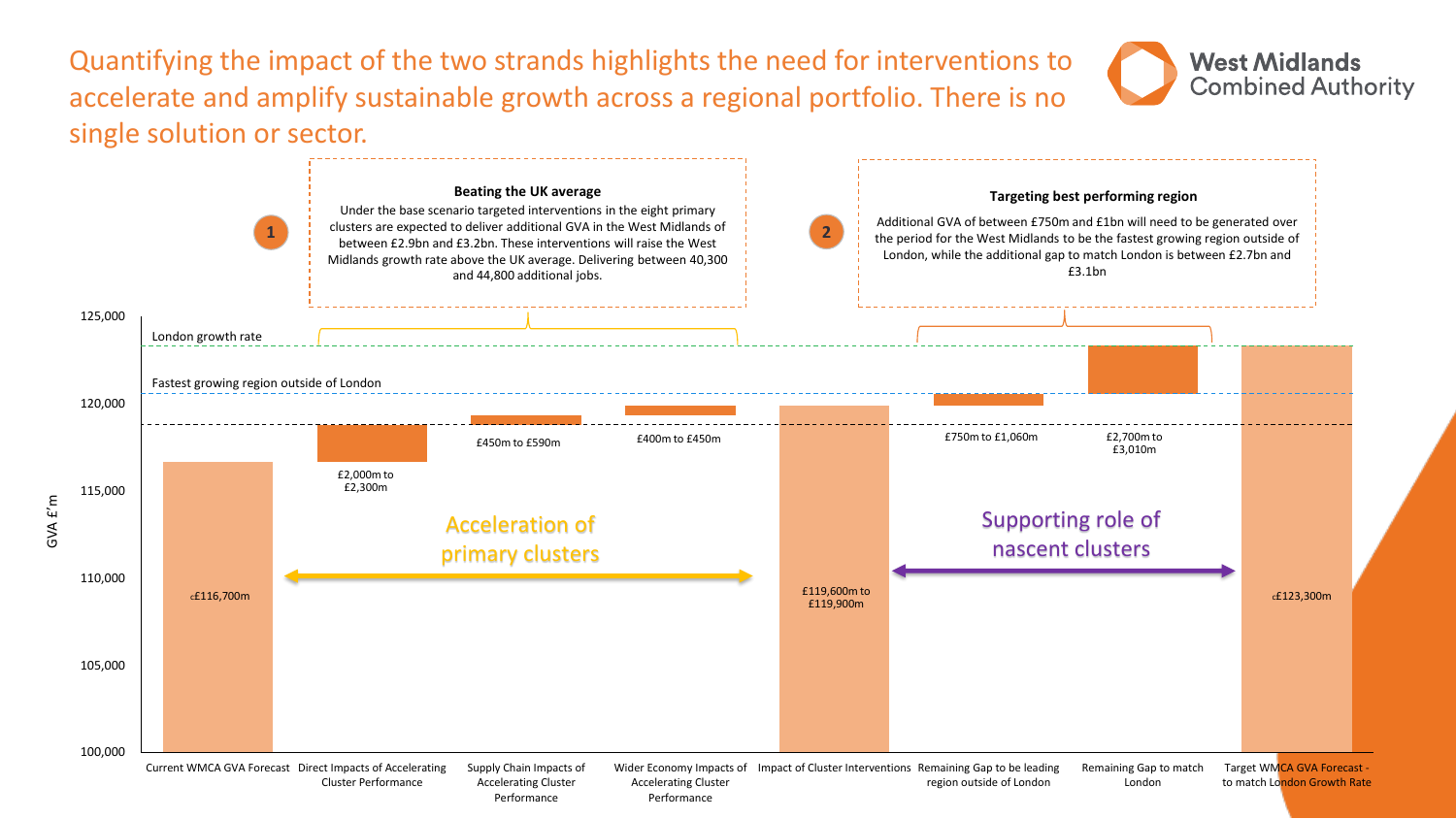# Quantifying the impact of the two strands highlights the need for interventions to accelerate and amplify sustainable growth across a regional portfolio. There is no single solution or sector.

West Midlands Combined Authority

**1** **Beating the UK average**

Under the base scenario targeted interventions in the eight primary clusters are expected to deliver additional GVA in the West Midlands of between £2.9bn and £3.2bn. These interventions will raise the West Midlands growth rate above the UK average. Delivering between 40,300 and 44,800 additional jobs.

**2** **Targeting best performing region**

Additional GVA of between £750m and £1bn will need to be generated over the period for the West Midlands to be the fastest growing region outside of London, while the additional gap to match London is between £2.7bn and £3.1bn

GVA £'m (axis: 100,000 – 125,000)

- London growth rate
- Fastest growing region outside of London

Acceleration of primary clusters | Supporting role of nascent clusters

| Category | Value |
|---|---|
| Current WMCA GVA Forecast | c£116,700m |
| Direct Impacts of Accelerating Cluster Performance | £2,000m to £2,300m |
| Supply Chain Impacts of Accelerating Cluster Performance | £450m to £590m |
| Wider Economy Impacts of Accelerating Cluster Performance | £400m to £450m |
| Impact of Cluster Interventions | £119,600m to £119,900m |
| Remaining Gap to be leading region outside of London | £750m to £1,060m |
| Remaining Gap to match London | £2,700m to £3,010m |
| Target WMCA GVA Forecast - to match London Growth Rate | c£123,300m |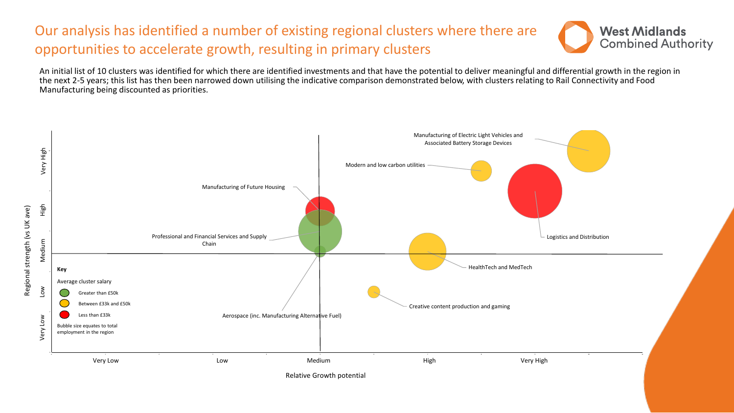# Our analysis has identified a number of existing regional clusters where there are opportunities to accelerate growth, resulting in primary clusters

An initial list of 10 clusters was identified for which there are identified investments and that have the potential to deliver meaningful and differential growth in the region in the next 2-5 years; this list has then been narrowed down utilising the indicative comparison demonstrated below, with clusters relating to Rail Connectivity and Food Manufacturing being discounted as priorities.

Manufacturing of Electric Light Vehicles and Associated Battery Storage Devices

Modern and low carbon utilities

Manufacturing of Future Housing

Logistics and Distribution

Professional and Financial Services and Supply Chain

HealthTech and MedTech

Creative content production and gaming

Aerospace (inc. Manufacturing Alternative Fuel)

**Key**

Average cluster salary

- Greater than £50k
- Between £33k and £50k
- Less than £33k

Bubble size equates to total employment in the region

Regional strength (vs UK ave): Very Low, Low, Medium, High, Very High

Relative Growth potential: Very Low, Low, Medium, High, Very High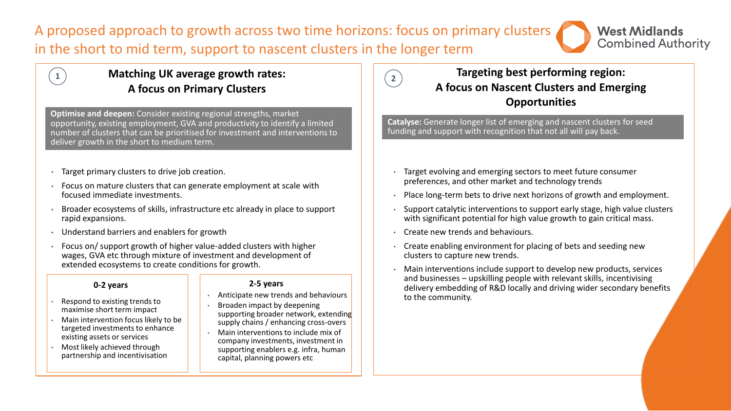# A proposed approach to growth across two time horizons: focus on primary clusters in the short to mid term, support to nascent clusters in the longer term

## 1 Matching UK average growth rates: A focus on Primary Clusters

**Optimise and deepen:** Consider existing regional strengths, market opportunity, existing employment, GVA and productivity to identify a limited number of clusters that can be prioritised for investment and interventions to deliver growth in the short to medium term.

- Target primary clusters to drive job creation.
- Focus on mature clusters that can generate employment at scale with focused immediate investments.
- Broader ecosystems of skills, infrastructure etc already in place to support rapid expansions.
- Understand barriers and enablers for growth
- Focus on/ support growth of higher value-added clusters with higher wages, GVA etc through mixture of investment and development of extended ecosystems to create conditions for growth.

### 0-2 years

- Respond to existing trends to maximise short term impact
- Main intervention focus likely to be targeted investments to enhance existing assets or services
- Most likely achieved through partnership and incentivisation

### 2-5 years

- Anticipate new trends and behaviours
- Broaden impact by deepening supporting broader network, extending supply chains / enhancing cross-overs
- Main interventions to include mix of company investments, investment in supporting enablers e.g. infra, human capital, planning powers etc

## 2 Targeting best performing region: A focus on Nascent Clusters and Emerging Opportunities

**Catalyse:** Generate longer list of emerging and nascent clusters for seed funding and support with recognition that not all will pay back.

- Target evolving and emerging sectors to meet future consumer preferences, and other market and technology trends
- Place long-term bets to drive next horizons of growth and employment.
- Support catalytic interventions to support early stage, high value clusters with significant potential for high value growth to gain critical mass.
- Create new trends and behaviours.
- Create enabling environment for placing of bets and seeding new clusters to capture new trends.
- Main interventions include support to develop new products, services and businesses – upskilling people with relevant skills, incentivising delivery embedding of R&D locally and driving wider secondary benefits to the community.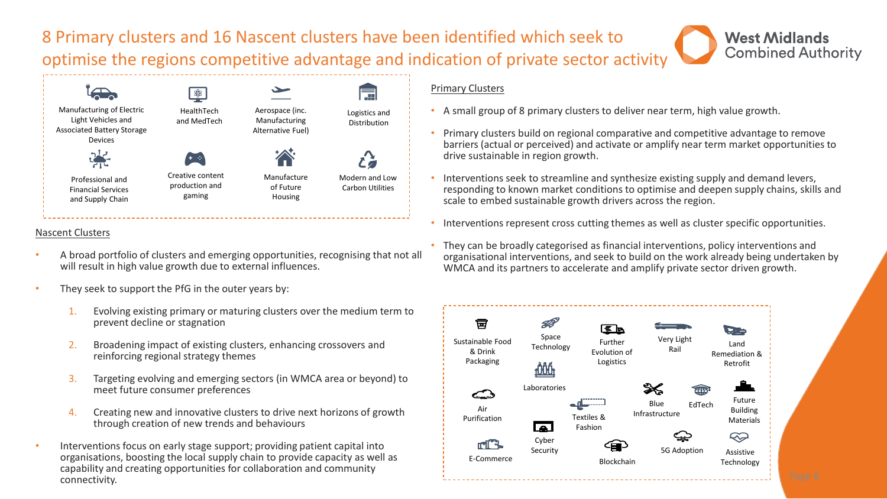# 8 Primary clusters and 16 Nascent clusters have been identified which seek to optimise the regions competitive advantage and indication of private sector activity

- Manufacturing of Electric Light Vehicles and Associated Battery Storage Devices
- HealthTech and MedTech
- Aerospace (inc. Manufacturing Alternative Fuel)
- Logistics and Distribution
- Professional and Financial Services and Supply Chain
- Creative content production and gaming
- Manufacture of Future Housing
- Modern and Low Carbon Utilities

## Primary Clusters

- A small group of 8 primary clusters to deliver near term, high value growth.
- Primary clusters build on regional comparative and competitive advantage to remove barriers (actual or perceived) and activate or amplify near term market opportunities to drive sustainable in region growth.
- Interventions seek to streamline and synthesize existing supply and demand levers, responding to known market conditions to optimise and deepen supply chains, skills and scale to embed sustainable growth drivers across the region.
- Interventions represent cross cutting themes as well as cluster specific opportunities.
- They can be broadly categorised as financial interventions, policy interventions and organisational interventions, and seek to build on the work already being undertaken by WMCA and its partners to accelerate and amplify private sector driven growth.

## Nascent Clusters

- A broad portfolio of clusters and emerging opportunities, recognising that not all will result in high value growth due to external influences.
- They seek to support the PfG in the outer years by:
  1. Evolving existing primary or maturing clusters over the medium term to prevent decline or stagnation
  2. Broadening impact of existing clusters, enhancing crossovers and reinforcing regional strategy themes
  3. Targeting evolving and emerging sectors (in WMCA area or beyond) to meet future consumer preferences
  4. Creating new and innovative clusters to drive next horizons of growth through creation of new trends and behaviours
- Interventions focus on early stage support; providing patient capital into organisations, boosting the local supply chain to provide capacity as well as capability and creating opportunities for collaboration and community connectivity.

- Sustainable Food & Drink Packaging
- Space Technology
- Further Evolution of Logistics
- Very Light Rail
- Land Remediation & Retrofit
- Laboratories
- Air Purification
- Blue Infrastructure
- EdTech
- Future Building Materials
- Textiles & Fashion
- Cyber Security
- 5G Adoption
- Assistive Technology
- E-Commerce
- Blockchain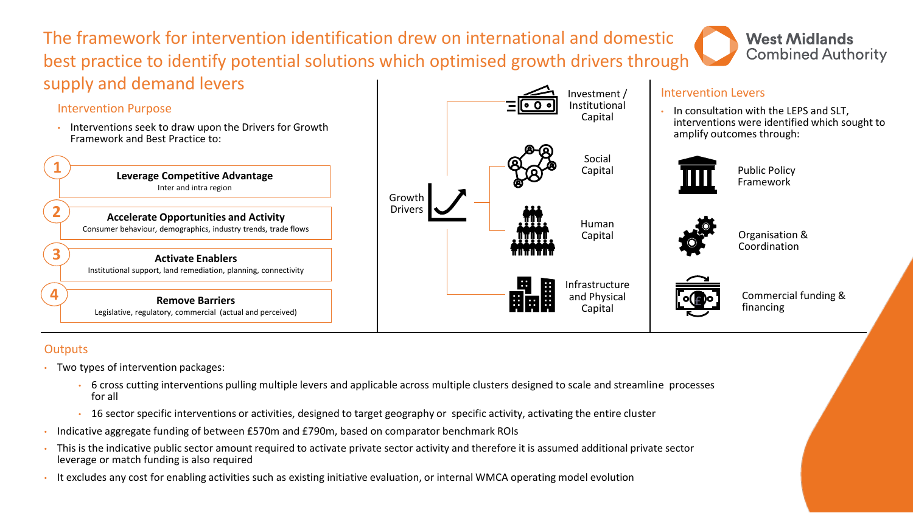# The framework for intervention identification drew on international and domestic best practice to identify potential solutions which optimised growth drivers through supply and demand levers

West Midlands Combined Authority

## Intervention Purpose

- Interventions seek to draw upon the Drivers for Growth Framework and Best Practice to:

1. **Leverage Competitive Advantage**
   Inter and intra region
2. **Accelerate Opportunities and Activity**
   Consumer behaviour, demographics, industry trends, trade flows
3. **Activate Enablers**
   Institutional support, land remediation, planning, connectivity
4. **Remove Barriers**
   Legislative, regulatory, commercial (actual and perceived)

## Growth Drivers

- Investment / Institutional Capital
- Social Capital
- Human Capital
- Infrastructure and Physical Capital

## Intervention Levers

- In consultation with the LEPS and SLT, interventions were identified which sought to amplify outcomes through:
  - Public Policy Framework
  - Organisation & Coordination
  - Commercial funding & financing

## Outputs

- Two types of intervention packages:
  - 6 cross cutting interventions pulling multiple levers and applicable across multiple clusters designed to scale and streamline processes for all
  - 16 sector specific interventions or activities, designed to target geography or specific activity, activating the entire cluster
- Indicative aggregate funding of between £570m and £790m, based on comparator benchmark ROIs
- This is the indicative public sector amount required to activate private sector activity and therefore it is assumed additional private sector leverage or match funding is also required
- It excludes any cost for enabling activities such as existing initiative evaluation, or internal WMCA operating model evolution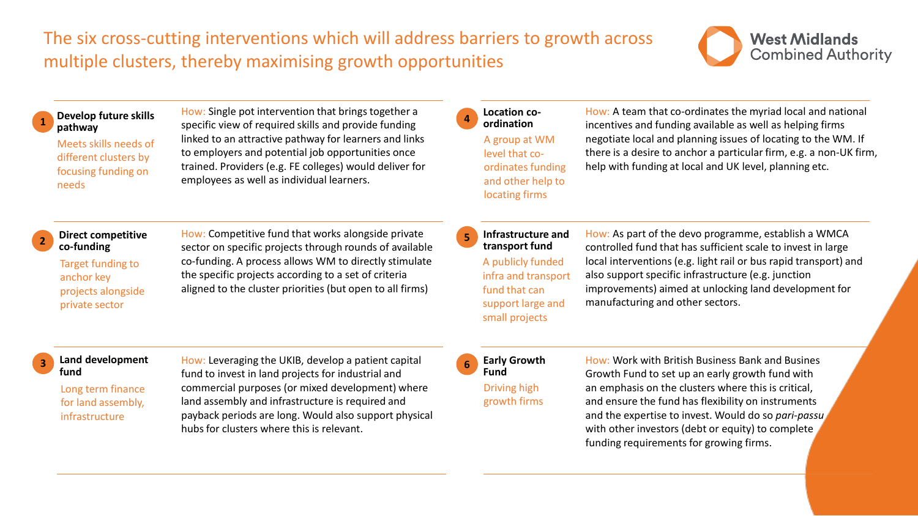# The six cross-cutting interventions which will address barriers to growth across multiple clusters, thereby maximising growth opportunities

West Midlands Combined Authority

### 1 Develop future skills pathway

Meets skills needs of different clusters by focusing funding on needs

How: Single pot intervention that brings together a specific view of required skills and provide funding linked to an attractive pathway for learners and links to employers and potential job opportunities once trained. Providers (e.g. FE colleges) would deliver for employees as well as individual learners.

### 2 Direct competitive co-funding

Target funding to anchor key projects alongside private sector

How: Competitive fund that works alongside private sector on specific projects through rounds of available co-funding. A process allows WM to directly stimulate the specific projects according to a set of criteria aligned to the cluster priorities (but open to all firms)

### 3 Land development fund

Long term finance for land assembly, infrastructure

How: Leveraging the UKIB, develop a patient capital fund to invest in land projects for industrial and commercial purposes (or mixed development) where land assembly and infrastructure is required and payback periods are long. Would also support physical hubs for clusters where this is relevant.

### 4 Location co-ordination

A group at WM level that co-ordinates funding and other help to locating firms

How: A team that co-ordinates the myriad local and national incentives and funding available as well as helping firms negotiate local and planning issues of locating to the WM. If there is a desire to anchor a particular firm, e.g. a non-UK firm, help with funding at local and UK level, planning etc.

### 5 Infrastructure and transport fund

A publicly funded infra and transport fund that can support large and small projects

How: As part of the devo programme, establish a WMCA controlled fund that has sufficient scale to invest in large local interventions (e.g. light rail or bus rapid transport) and also support specific infrastructure (e.g. junction improvements) aimed at unlocking land development for manufacturing and other sectors.

### 6 Early Growth Fund

Driving high growth firms

How: Work with British Business Bank and Busines Growth Fund to set up an early growth fund with an emphasis on the clusters where this is critical, and ensure the fund has flexibility on instruments and the expertise to invest. Would do so *pari-passu* with other investors (debt or equity) to complete funding requirements for growing firms.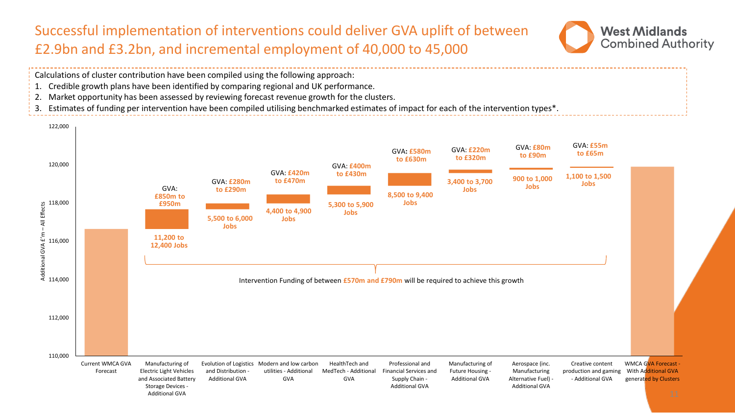# Successful implementation of interventions could deliver GVA uplift of between £2.9bn and £3.2bn, and incremental employment of 40,000 to 45,000

Calculations of cluster contribution have been compiled using the following approach:

1. Credible growth plans have been identified by comparing regional and UK performance.
2. Market opportunity has been assessed by reviewing forecast revenue growth for the clusters.
3. Estimates of funding per intervention have been compiled utilising benchmarked estimates of impact for each of the intervention types*.

Additional GVA £'m – All Effects

| Category | GVA | Jobs |
|---|---|---|
| Current WMCA GVA Forecast | | |
| Manufacturing of Electric Light Vehicles and Associated Battery Storage Devices - Additional GVA | £850m to £950m | 11,200 to 12,400 Jobs |
| Evolution of Logistics and Distribution - Additional GVA | £280m to £290m | 5,500 to 6,000 Jobs |
| Modern and low carbon utilities - Additional GVA | £420m to £470m | 4,400 to 4,900 Jobs |
| HealthTech and MedTech - Additional GVA | £400m to £430m | 5,300 to 5,900 Jobs |
| Professional and Financial Services and Supply Chain - Additional GVA | £580m to £630m | 8,500 to 9,400 Jobs |
| Manufacturing of Future Housing - Additional GVA | £220m to £320m | 3,400 to 3,700 Jobs |
| Aerospace (inc. Manufacturing Alternative Fuel) - Additional GVA | £80m to £90m | 900 to 1,000 Jobs |
| Creative content production and gaming - Additional GVA | £55m to £65m | 1,100 to 1,500 Jobs |
| WMCA GVA Forecast - With Additional GVA generated by Clusters | | |

Intervention Funding of between £570m and £790m will be required to achieve this growth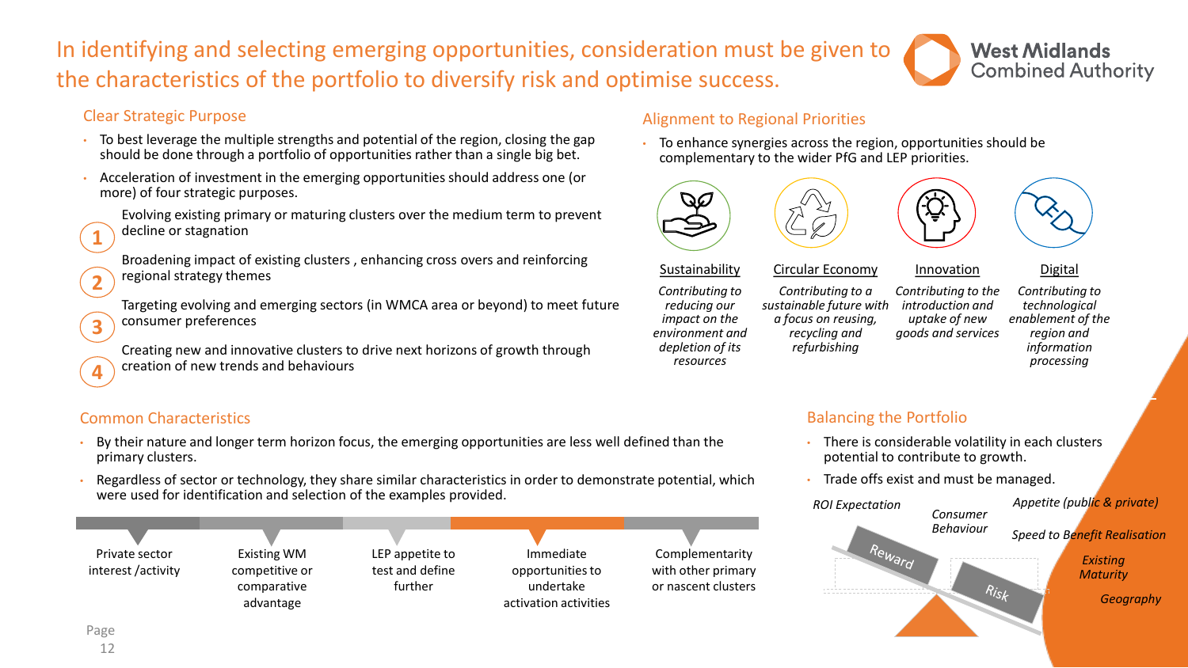# In identifying and selecting emerging opportunities, consideration must be given to the characteristics of the portfolio to diversify risk and optimise success.

West Midlands Combined Authority

## Clear Strategic Purpose

- To best leverage the multiple strengths and potential of the region, closing the gap should be done through a portfolio of opportunities rather than a single big bet.
- Acceleration of investment in the emerging opportunities should address one (or more) of four strategic purposes.

1. Evolving existing primary or maturing clusters over the medium term to prevent decline or stagnation
2. Broadening impact of existing clusters , enhancing cross overs and reinforcing regional strategy themes
3. Targeting evolving and emerging sectors (in WMCA area or beyond) to meet future consumer preferences
4. Creating new and innovative clusters to drive next horizons of growth through creation of new trends and behaviours

## Alignment to Regional Priorities

- To enhance synergies across the region, opportunities should be complementary to the wider PfG and LEP priorities.

**Sustainability**
*Contributing to reducing our impact on the environment and depletion of its resources*

**Circular Economy**
*Contributing to a sustainable future with a focus on reusing, recycling and refurbishing*

**Innovation**
*Contributing to the introduction and uptake of new goods and services*

**Digital**
*Contributing to technological enablement of the region and information processing*

## Common Characteristics

- By their nature and longer term horizon focus, the emerging opportunities are less well defined than the primary clusters.
- Regardless of sector or technology, they share similar characteristics in order to demonstrate potential, which were used for identification and selection of the examples provided.

| Private sector interest /activity | Existing WM competitive or comparative advantage | LEP appetite to test and define further | Immediate opportunities to undertake activation activities | Complementarity with other primary or nascent clusters |
|---|---|---|---|---|

## Balancing the Portfolio

- There is considerable volatility in each clusters potential to contribute to growth.
- Trade offs exist and must be managed.

Reward: *ROI Expectation*, *Consumer Behaviour*

Risk: *Appetite (public & private)*, *Speed to Benefit Realisation*, *Existing Maturity*, *Geography*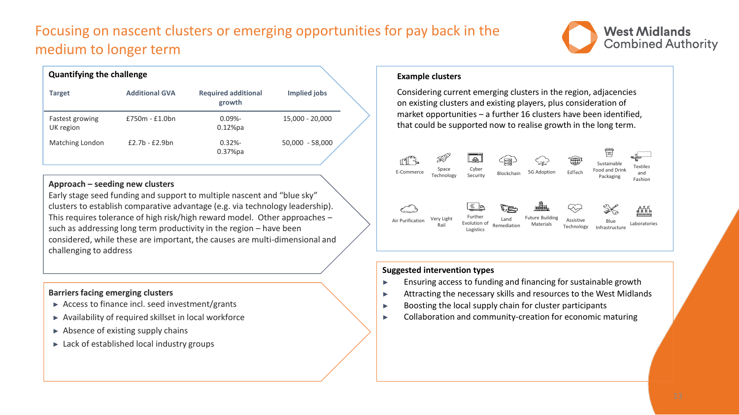# Focusing on nascent clusters or emerging opportunities for pay back in the medium to longer term

West Midlands Combined Authority

### Quantifying the challenge

| Target | Additional GVA | Required additional growth | Implied jobs |
| --- | --- | --- | --- |
| Fastest growing UK region | £750m - £1.0bn | 0.09%-0.12%pa | 15,000 - 20,000 |
| Matching London | £2.7b - £2.9bn | 0.32%-0.37%pa | 50,000 - 58,000 |

### Approach – seeding new clusters

Early stage seed funding and support to multiple nascent and "blue sky" clusters to establish comparative advantage (e.g. via technology leadership). This requires tolerance of high risk/high reward model. Other approaches – such as addressing long term productivity in the region – have been considered, while these are important, the causes are multi-dimensional and challenging to address

### Barriers facing emerging clusters

- Access to finance incl. seed investment/grants
- Availability of required skillset in local workforce
- Absence of existing supply chains
- Lack of established local industry groups

### Example clusters

Considering current emerging clusters in the region, adjacencies on existing clusters and existing players, plus consideration of market opportunities – a further 16 clusters have been identified, that could be supported now to realise growth in the long term.

E-Commerce, Space Technology, Cyber Security, Blockchain, 5G Adoption, EdTech, Sustainable Food and Drink Packaging, Textiles and Fashion, Air Purification, Very Light Rail, Further Evolution of Logistics, Land Remediation, Future Building Materials, Assistive Technology, Blue Infrastructure, Laboratories

### Suggested intervention types

- Ensuring access to funding and financing for sustainable growth
- Attracting the necessary skills and resources to the West Midlands
- Boosting the local supply chain for cluster participants
- Collaboration and community-creation for economic maturing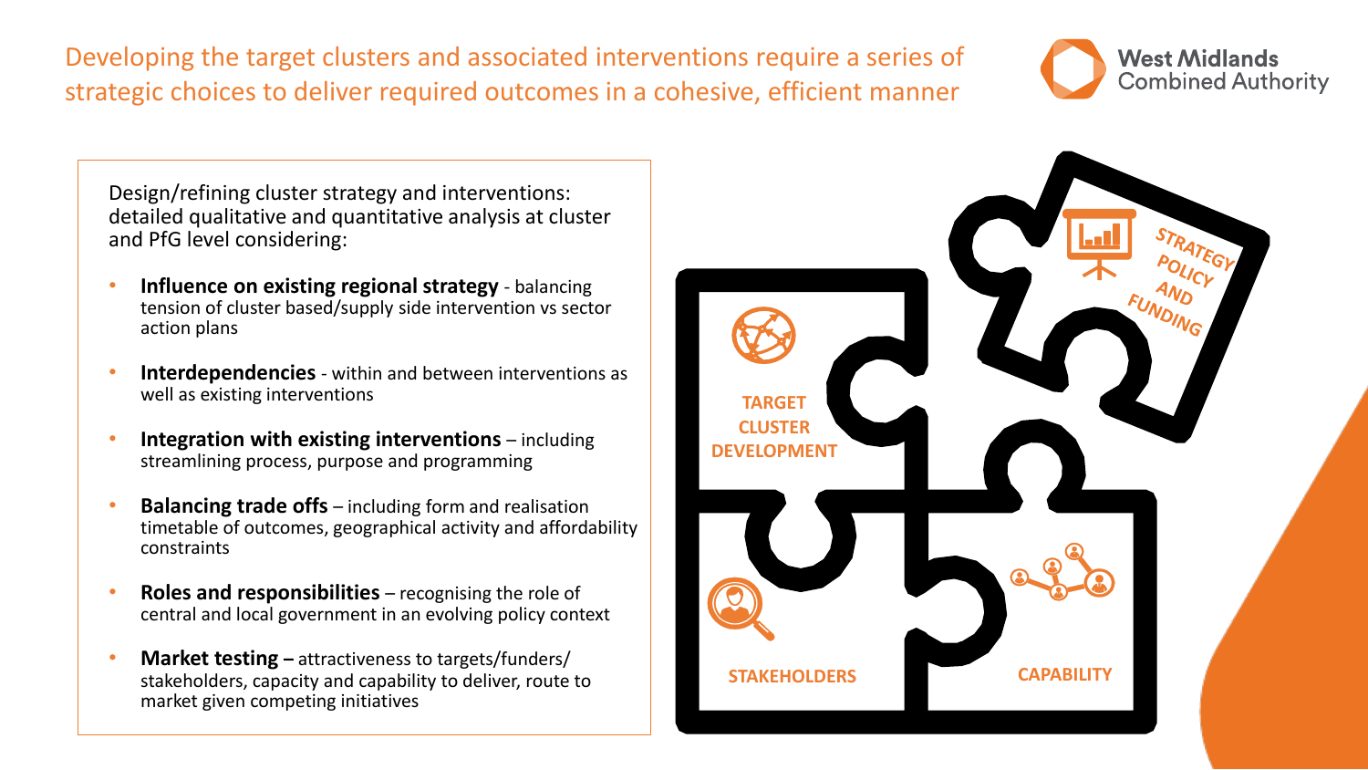# Developing the target clusters and associated interventions require a series of strategic choices to deliver required outcomes in a cohesive, efficient manner

Design/refining cluster strategy and interventions: detailed qualitative and quantitative analysis at cluster and PfG level considering:

- **Influence on existing regional strategy** - balancing tension of cluster based/supply side intervention vs sector action plans
- **Interdependencies** - within and between interventions as well as existing interventions
- **Integration with existing interventions** – including streamlining process, purpose and programming
- **Balancing trade offs** – including form and realisation timetable of outcomes, geographical activity and affordability constraints
- **Roles and responsibilities** – recognising the role of central and local government in an evolving policy context
- **Market testing –** attractiveness to targets/funders/ stakeholders, capacity and capability to deliver, route to market given competing initiatives

TARGET CLUSTER DEVELOPMENT

STRATEGY POLICY AND FUNDING

STAKEHOLDERS

CAPABILITY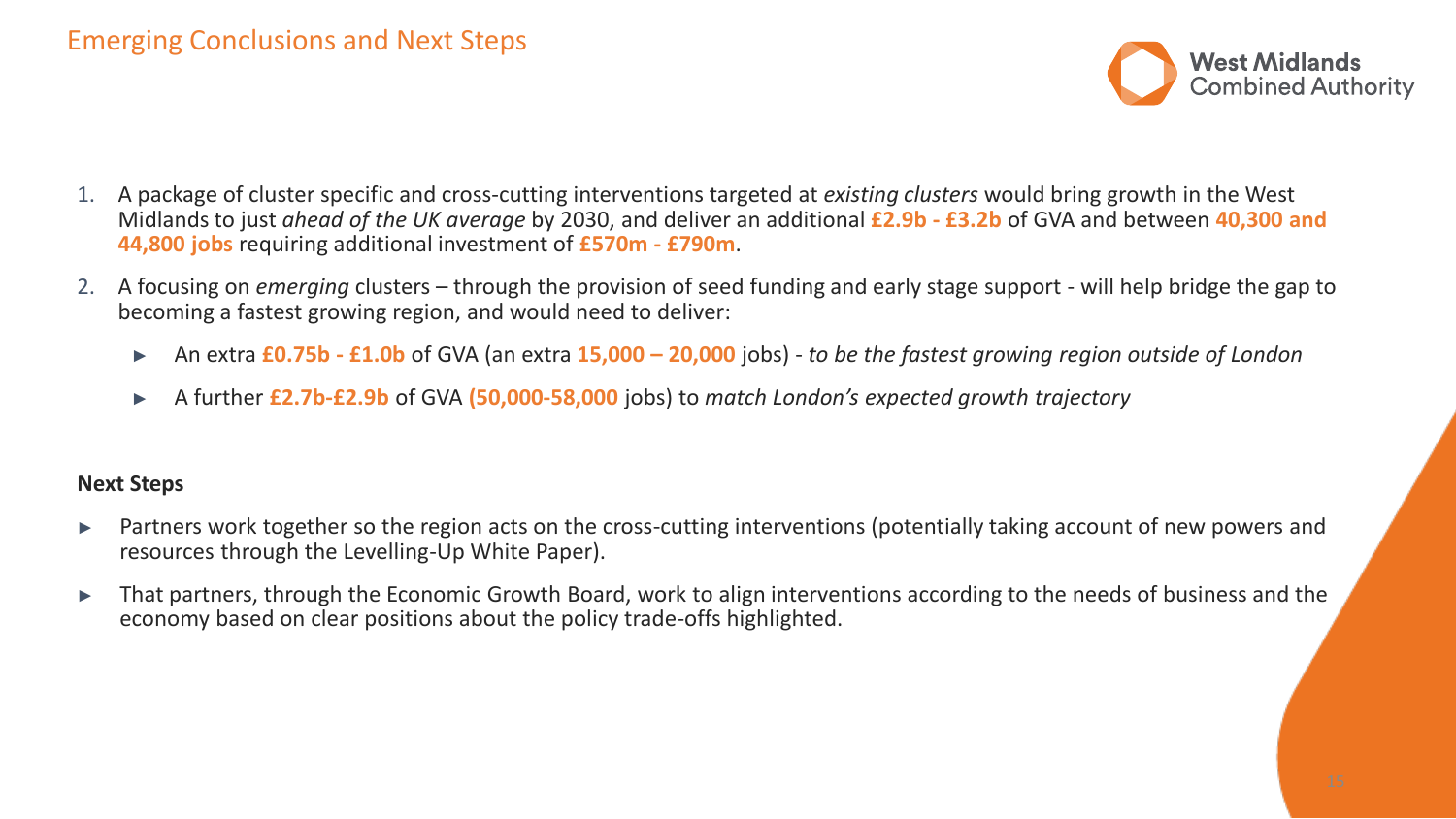## Emerging Conclusions and Next Steps

1. A package of cluster specific and cross-cutting interventions targeted at *existing clusters* would bring growth in the West Midlands to just *ahead of the UK average* by 2030, and deliver an additional **£2.9b - £3.2b** of GVA and between **40,300 and 44,800 jobs** requiring additional investment of **£570m - £790m**.
2. A focusing on *emerging* clusters – through the provision of seed funding and early stage support - will help bridge the gap to becoming a fastest growing region, and would need to deliver:
   - An extra **£0.75b - £1.0b** of GVA (an extra **15,000 – 20,000** jobs) - *to be the fastest growing region outside of London*
   - A further **£2.7b-£2.9b** of GVA **(50,000-58,000** jobs) to *match London's expected growth trajectory*

**Next Steps**

- Partners work together so the region acts on the cross-cutting interventions (potentially taking account of new powers and resources through the Levelling-Up White Paper).
- That partners, through the Economic Growth Board, work to align interventions according to the needs of business and the economy based on clear positions about the policy trade-offs highlighted.